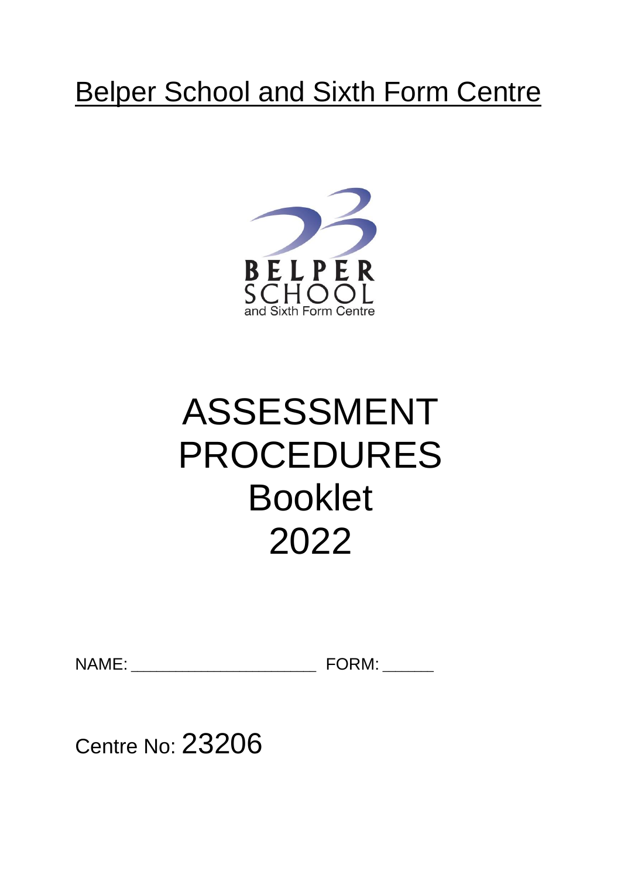# Belper School and Sixth Form Centre

# ASSESSMENT PROCEDURES Booklet 2022

NAME: ____________________ FORM: ______

Centre No: 23206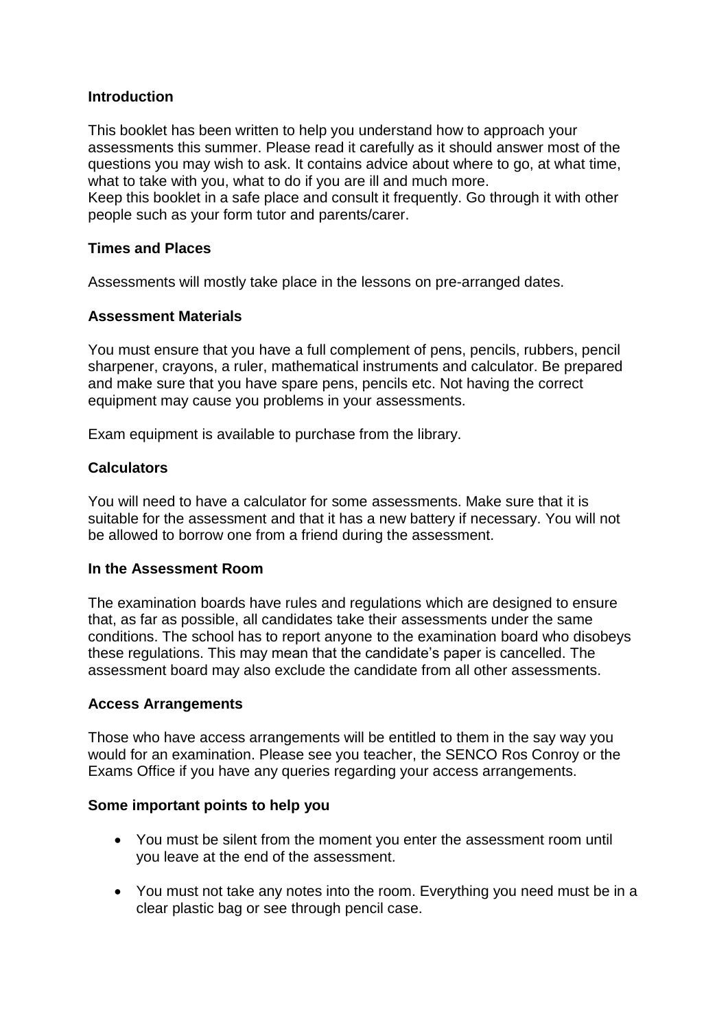**Introduction**

This booklet has been written to help you understand how to approach your assessments this summer. Please read it carefully as it should answer most of the questions you may wish to ask. It contains advice about where to go, at what time, what to take with you, what to do if you are ill and much more.
Keep this booklet in a safe place and consult it frequently. Go through it with other people such as your form tutor and parents/carer.

**Times and Places**

Assessments will mostly take place in the lessons on pre-arranged dates.

**Assessment Materials**

You must ensure that you have a full complement of pens, pencils, rubbers, pencil sharpener, crayons, a ruler, mathematical instruments and calculator. Be prepared and make sure that you have spare pens, pencils etc. Not having the correct equipment may cause you problems in your assessments.

Exam equipment is available to purchase from the library.

**Calculators**

You will need to have a calculator for some assessments. Make sure that it is suitable for the assessment and that it has a new battery if necessary. You will not be allowed to borrow one from a friend during the assessment.

**In the Assessment Room**

The examination boards have rules and regulations which are designed to ensure that, as far as possible, all candidates take their assessments under the same conditions. The school has to report anyone to the examination board who disobeys these regulations. This may mean that the candidate's paper is cancelled. The assessment board may also exclude the candidate from all other assessments.

**Access Arrangements**

Those who have access arrangements will be entitled to them in the say way you would for an examination. Please see you teacher, the SENCO Ros Conroy or the Exams Office if you have any queries regarding your access arrangements.

**Some important points to help you**

- You must be silent from the moment you enter the assessment room until you leave at the end of the assessment.
- You must not take any notes into the room. Everything you need must be in a clear plastic bag or see through pencil case.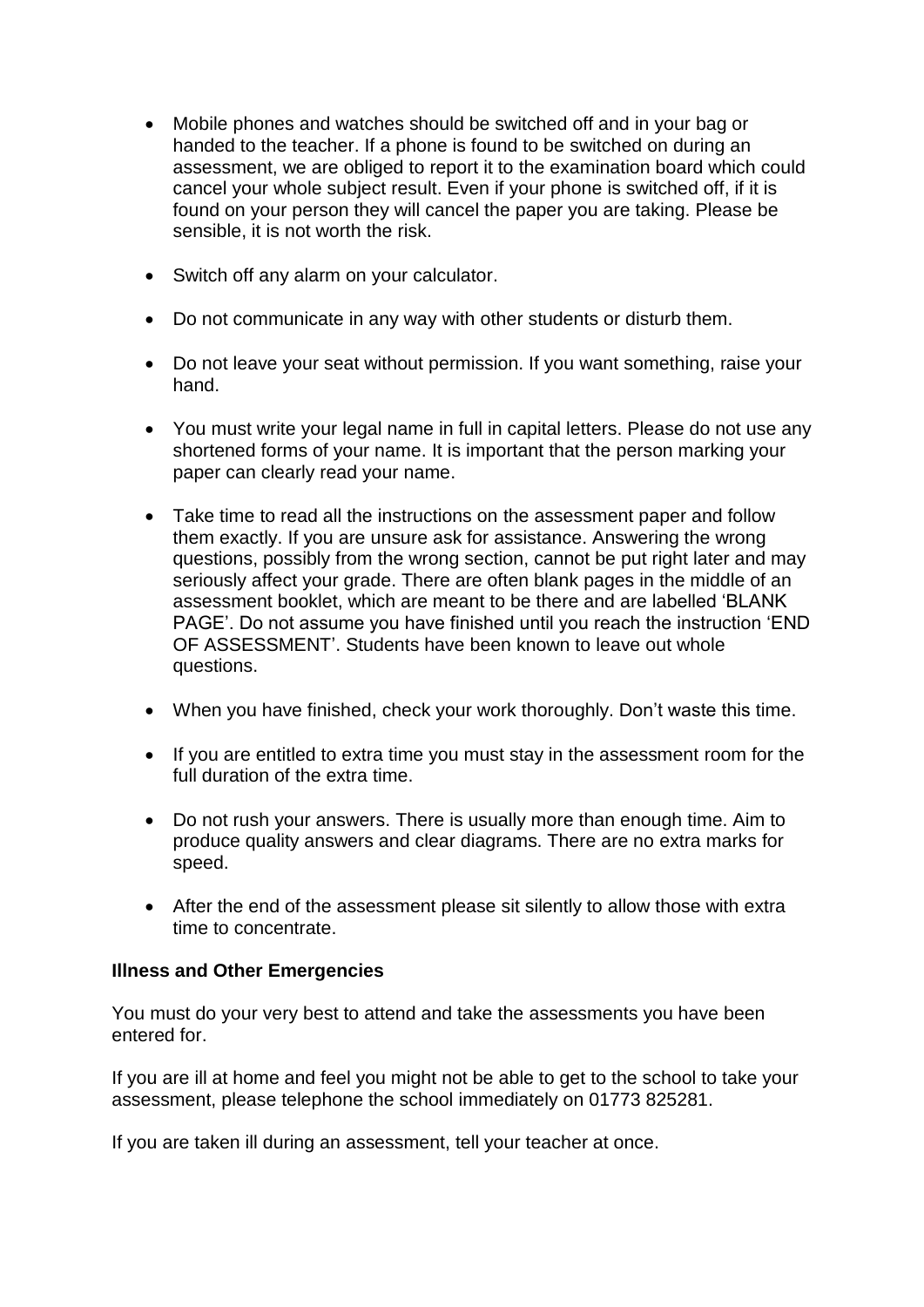- Mobile phones and watches should be switched off and in your bag or handed to the teacher. If a phone is found to be switched on during an assessment, we are obliged to report it to the examination board which could cancel your whole subject result. Even if your phone is switched off, if it is found on your person they will cancel the paper you are taking. Please be sensible, it is not worth the risk.

- Switch off any alarm on your calculator.

- Do not communicate in any way with other students or disturb them.

- Do not leave your seat without permission. If you want something, raise your hand.

- You must write your legal name in full in capital letters. Please do not use any shortened forms of your name. It is important that the person marking your paper can clearly read your name.

- Take time to read all the instructions on the assessment paper and follow them exactly. If you are unsure ask for assistance. Answering the wrong questions, possibly from the wrong section, cannot be put right later and may seriously affect your grade. There are often blank pages in the middle of an assessment booklet, which are meant to be there and are labelled 'BLANK PAGE'. Do not assume you have finished until you reach the instruction 'END OF ASSESSMENT'. Students have been known to leave out whole questions.

- When you have finished, check your work thoroughly. Don't waste this time.

- If you are entitled to extra time you must stay in the assessment room for the full duration of the extra time.

- Do not rush your answers. There is usually more than enough time. Aim to produce quality answers and clear diagrams. There are no extra marks for speed.

- After the end of the assessment please sit silently to allow those with extra time to concentrate.

**Illness and Other Emergencies**

You must do your very best to attend and take the assessments you have been entered for.

If you are ill at home and feel you might not be able to get to the school to take your assessment, please telephone the school immediately on 01773 825281.

If you are taken ill during an assessment, tell your teacher at once.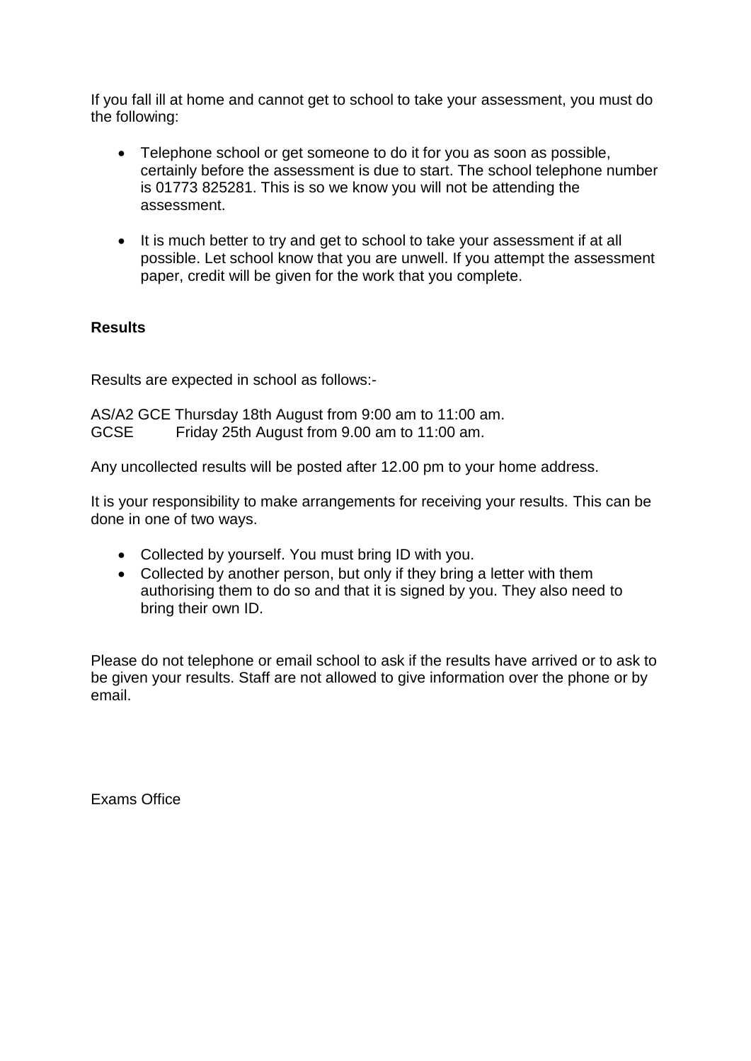If you fall ill at home and cannot get to school to take your assessment, you must do the following:

- Telephone school or get someone to do it for you as soon as possible, certainly before the assessment is due to start. The school telephone number is 01773 825281. This is so we know you will not be attending the assessment.

- It is much better to try and get to school to take your assessment if at all possible. Let school know that you are unwell. If you attempt the assessment paper, credit will be given for the work that you complete.

**Results**

Results are expected in school as follows:-

AS/A2 GCE Thursday 18th August from 9:00 am to 11:00 am.
GCSE Friday 25th August from 9.00 am to 11:00 am.

Any uncollected results will be posted after 12.00 pm to your home address.

It is your responsibility to make arrangements for receiving your results. This can be done in one of two ways.

- Collected by yourself. You must bring ID with you.
- Collected by another person, but only if they bring a letter with them authorising them to do so and that it is signed by you. They also need to bring their own ID.

Please do not telephone or email school to ask if the results have arrived or to ask to be given your results. Staff are not allowed to give information over the phone or by email.

Exams Office